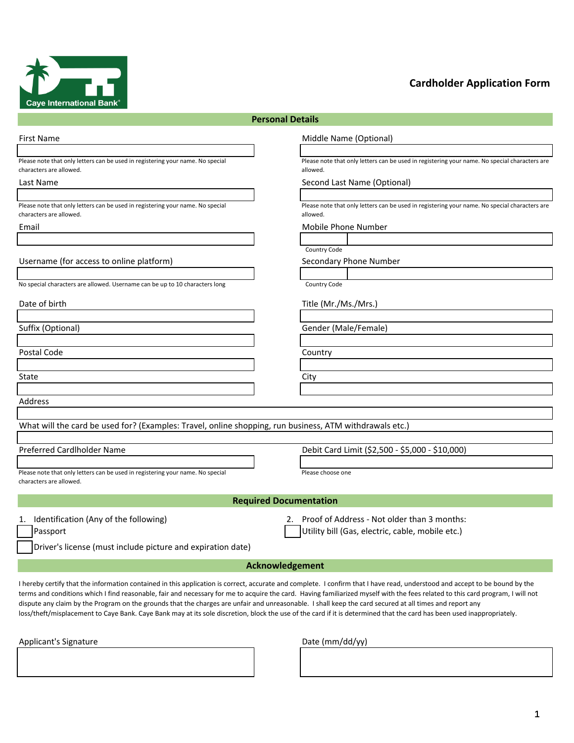Caye International Bank®

# Cardholder Application Form

## Personal Details

First Name

Please note that only letters can be used in registering your name. No special characters are allowed.

Middle Name (Optional)

Please note that only letters can be used in registering your name. No special characters are allowed.

Last Name

Please note that only letters can be used in registering your name. No special characters are allowed.

Second Last Name (Optional)

Please note that only letters can be used in registering your name. No special characters are allowed.

Email

Mobile Phone Number

Country Code

Username (for access to online platform)

No special characters are allowed. Username can be up to 10 characters long

Secondary Phone Number

Country Code

Date of birth

Title (Mr./Ms./Mrs.)

Suffix (Optional)

Gender (Male/Female)

Postal Code

Country

State

City

Address

What will the card be used for? (Examples: Travel, online shopping, run business, ATM withdrawals etc.)

Preferred Cardlholder Name

Please note that only letters can be used in registering your name. No special characters are allowed.

Debit Card Limit ($2,500 - $5,000 - $10,000)

Please choose one

## Required Documentation

1. Identification (Any of the following)
   - ☐ Passport
   - ☐ Driver's license (must include picture and expiration date)

2. Proof of Address - Not older than 3 months:
   - ☐ Utility bill (Gas, electric, cable, mobile etc.)

## Acknowledgement

I hereby certify that the information contained in this application is correct, accurate and complete. I confirm that I have read, understood and accept to be bound by the terms and conditions which I find reasonable, fair and necessary for me to acquire the card. Having familiarized myself with the fees related to this card program, I will not dispute any claim by the Program on the grounds that the charges are unfair and unreasonable. I shall keep the card secured at all times and report any loss/theft/misplacement to Caye Bank. Caye Bank may at its sole discretion, block the use of the card if it is determined that the card has been used inappropriately.

Applicant's Signature

Date (mm/dd/yy)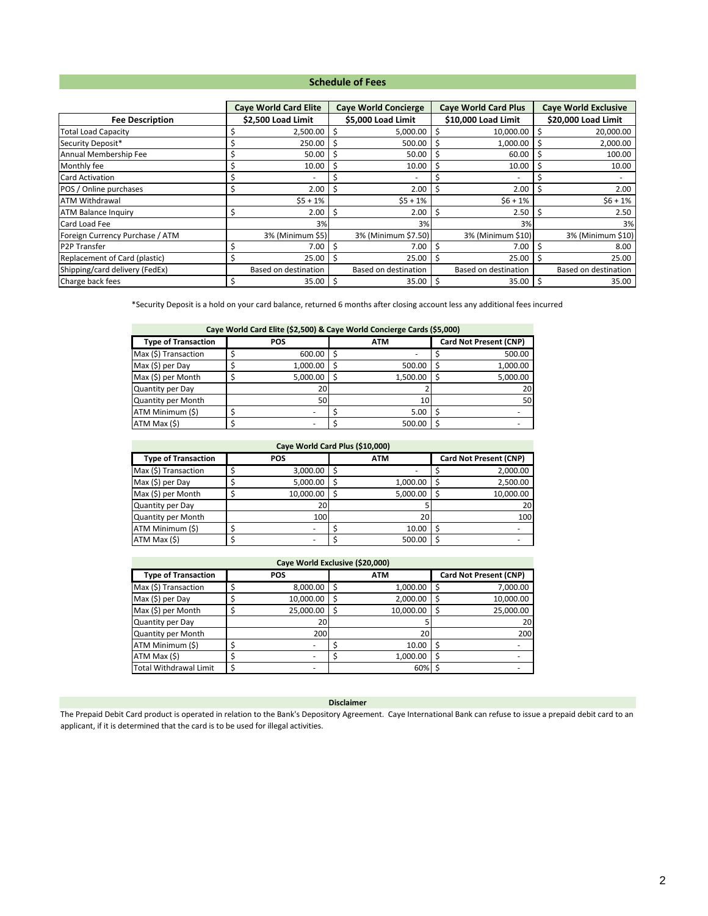## Schedule of Fees

| Fee Description | Caye World Card Elite<br>$2,500 Load Limit | Caye World Concierge<br>$5,000 Load Limit | Caye World Card Plus<br>$10,000 Load Limit | Caye World Exclusive<br>$20,000 Load Limit |
|---|---|---|---|---|
| Total Load Capacity | $ 2,500.00 | $ 5,000.00 | $ 10,000.00 | $ 20,000.00 |
| Security Deposit* | $ 250.00 | $ 500.00 | $ 1,000.00 | $ 2,000.00 |
| Annual Membership Fee | $ 50.00 | $ 50.00 | $ 60.00 | $ 100.00 |
| Monthly fee | $ 10.00 | $ 10.00 | $ 10.00 | $ 10.00 |
| Card Activation | $ - | $ - | $ - | $ - |
| POS / Online purchases | $ 2.00 | $ 2.00 | $ 2.00 | $ 2.00 |
| ATM Withdrawal | $5 + 1% | $5 + 1% | $6 + 1% | $6 + 1% |
| ATM Balance Inquiry | $ 2.00 | $ 2.00 | $ 2.50 | $ 2.50 |
| Card Load Fee | 3% | 3% | 3% | 3% |
| Foreign Currency Purchase / ATM | 3% (Minimum $5) | 3% (Minimum $7.50) | 3% (Minimum $10) | 3% (Minimum $10) |
| P2P Transfer | $ 7.00 | $ 7.00 | $ 7.00 | $ 8.00 |
| Replacement of Card (plastic) | $ 25.00 | $ 25.00 | $ 25.00 | $ 25.00 |
| Shipping/card delivery (FedEx) | Based on destination | Based on destination | Based on destination | Based on destination |
| Charge back fees | $ 35.00 | $ 35.00 | $ 35.00 | $ 35.00 |

*Security Deposit is a hold on your card balance, returned 6 months after closing account less any additional fees incurred

**Caye World Card Elite ($2,500) & Caye World Concierge Cards ($5,000)**

| Type of Transaction | POS | ATM | Card Not Present (CNP) |
|---|---|---|---|
| Max ($) Transaction | $ 600.00 | $ - | $ 500.00 |
| Max ($) per Day | $ 1,000.00 | $ 500.00 | $ 1,000.00 |
| Max ($) per Month | $ 5,000.00 | $ 1,500.00 | $ 5,000.00 |
| Quantity per Day | 20 | 2 | 20 |
| Quantity per Month | 50 | 10 | 50 |
| ATM Minimum ($) | $ - | $ 5.00 | $ - |
| ATM Max ($) | $ - | $ 500.00 | $ - |

**Caye World Card Plus ($10,000)**

| Type of Transaction | POS | ATM | Card Not Present (CNP) |
|---|---|---|---|
| Max ($) Transaction | $ 3,000.00 | $ - | $ 2,000.00 |
| Max ($) per Day | $ 5,000.00 | $ 1,000.00 | $ 2,500.00 |
| Max ($) per Month | $ 10,000.00 | $ 5,000.00 | $ 10,000.00 |
| Quantity per Day | 20 | 5 | 20 |
| Quantity per Month | 100 | 20 | 100 |
| ATM Minimum ($) | $ - | $ 10.00 | $ - |
| ATM Max ($) | $ - | $ 500.00 | $ - |

**Caye World Exclusive ($20,000)**

| Type of Transaction | POS | ATM | Card Not Present (CNP) |
|---|---|---|---|
| Max ($) Transaction | $ 8,000.00 | $ 1,000.00 | $ 7,000.00 |
| Max ($) per Day | $ 10,000.00 | $ 2,000.00 | $ 10,000.00 |
| Max ($) per Month | $ 25,000.00 | $ 10,000.00 | $ 25,000.00 |
| Quantity per Day | 20 | 5 | 20 |
| Quantity per Month | 200 | 20 | 200 |
| ATM Minimum ($) | $ - | $ 10.00 | $ - |
| ATM Max ($) | $ - | $ 1,000.00 | $ - |
| Total Withdrawal Limit | $ - | 60% | $ - |

**Disclaimer**

The Prepaid Debit Card product is operated in relation to the Bank's Depository Agreement. Caye International Bank can refuse to issue a prepaid debit card to an applicant, if it is determined that the card is to be used for illegal activities.